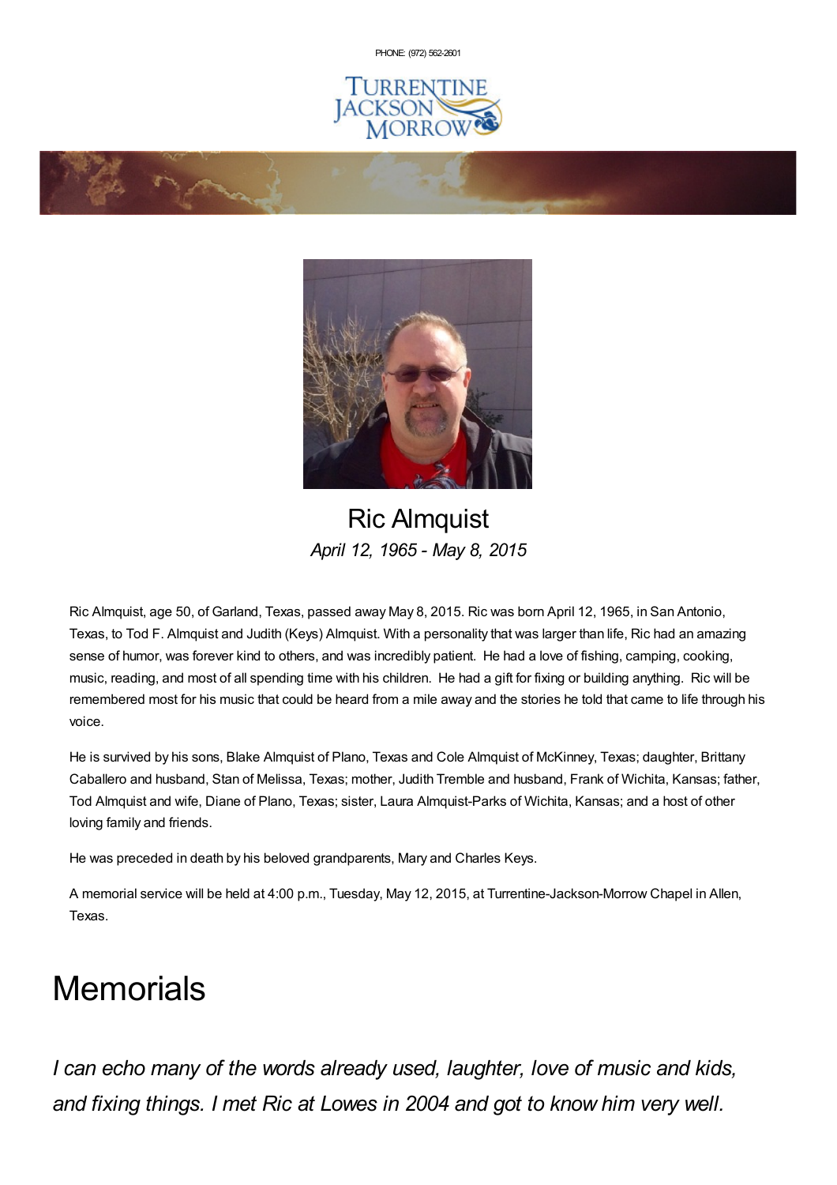PHONE: (972) 562-2601

Turrentine Jackson Morrow

# Ric Almquist

*April 12, 1965 - May 8, 2015*

Ric Almquist, age 50, of Garland, Texas, passed away May 8, 2015. Ric was born April 12, 1965, in San Antonio, Texas, to Tod F. Almquist and Judith (Keys) Almquist. With a personality that was larger than life, Ric had an amazing sense of humor, was forever kind to others, and was incredibly patient. He had a love of fishing, camping, cooking, music, reading, and most of all spending time with his children. He had a gift for fixing or building anything. Ric will be remembered most for his music that could be heard from a mile away and the stories he told that came to life through his voice.

He is survived by his sons, Blake Almquist of Plano, Texas and Cole Almquist of McKinney, Texas; daughter, Brittany Caballero and husband, Stan of Melissa, Texas; mother, Judith Tremble and husband, Frank of Wichita, Kansas; father, Tod Almquist and wife, Diane of Plano, Texas; sister, Laura Almquist-Parks of Wichita, Kansas; and a host of other loving family and friends.

He was preceded in death by his beloved grandparents, Mary and Charles Keys.

A memorial service will be held at 4:00 p.m., Tuesday, May 12, 2015, at Turrentine-Jackson-Morrow Chapel in Allen, Texas.

# Memorials

*I can echo many of the words already used, laughter, love of music and kids, and fixing things. I met Ric at Lowes in 2004 and got to know him very well.*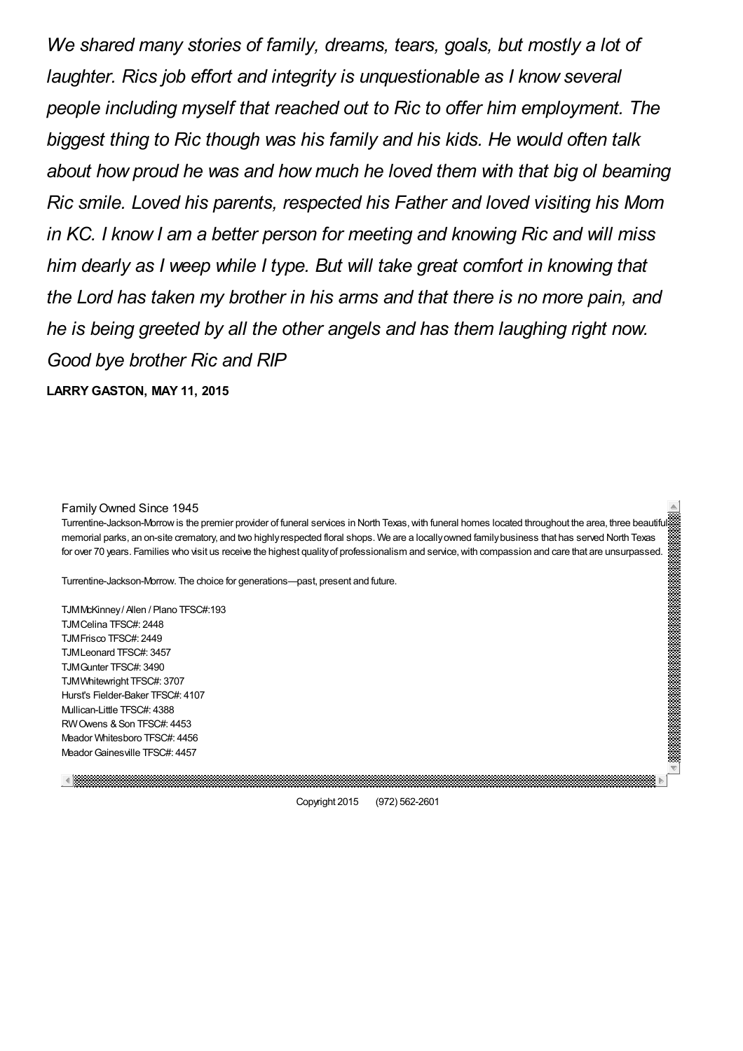*We shared many stories of family, dreams, tears, goals, but mostly a lot of laughter. Rics job effort and integrity is unquestionable as I know several people including myself that reached out to Ric to offer him employment. The biggest thing to Ric though was his family and his kids. He would often talk about how proud he was and how much he loved them with that big ol beaming Ric smile. Loved his parents, respected his Father and loved visiting his Mom in KC. I know I am a better person for meeting and knowing Ric and will miss him dearly as I weep while I type. But will take great comfort in knowing that the Lord has taken my brother in his arms and that there is no more pain, and he is being greeted by all the other angels and has them laughing right now. Good bye brother Ric and RIP*

**LARRY GASTON, MAY 11, 2015**

Family Owned Since 1945

Turrentine-Jackson-Morrow is the premier provider of funeral services in North Texas, with funeral homes located throughout the area, three beautiful memorial parks, an on-site crematory, and two highly respected floral shops. We are a locally owned family business that has served North Texas for over 70 years. Families who visit us receive the highest quality of professionalism and service, with compassion and care that are unsurpassed.

Turrentine-Jackson-Morrow. The choice for generations—past, present and future.

TJM McKinney / Allen / Plano TFSC#:193
TJM Celina TFSC#: 2448
TJM Frisco TFSC#: 2449
TJM Leonard TFSC#: 3457
TJM Gunter TFSC#: 3490
TJM Whitewright TFSC#: 3707
Hurst's Fielder-Baker TFSC#: 4107
Mullican-Little TFSC#: 4388
RW Owens & Son TFSC#: 4453
Meador Whitesboro TFSC#: 4456
Meador Gainesville TFSC#: 4457

Copyright 2015 (972) 562-2601